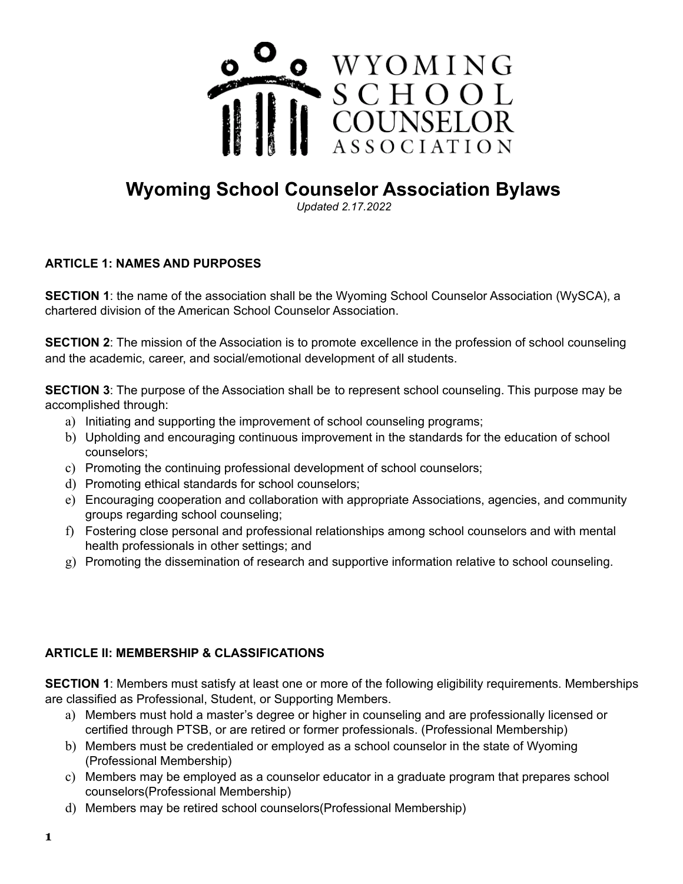# Wyoming School Counselor Association Bylaws

*Updated 2.17.2022*

## ARTICLE 1: NAMES AND PURPOSES

**SECTION 1**: the name of the association shall be the Wyoming School Counselor Association (WySCA), a chartered division of the American School Counselor Association.

**SECTION 2**: The mission of the Association is to promote excellence in the profession of school counseling and the academic, career, and social/emotional development of all students.

**SECTION 3**: The purpose of the Association shall be to represent school counseling. This purpose may be accomplished through:

a) Initiating and supporting the improvement of school counseling programs;
b) Upholding and encouraging continuous improvement in the standards for the education of school counselors;
c) Promoting the continuing professional development of school counselors;
d) Promoting ethical standards for school counselors;
e) Encouraging cooperation and collaboration with appropriate Associations, agencies, and community groups regarding school counseling;
f) Fostering close personal and professional relationships among school counselors and with mental health professionals in other settings; and
g) Promoting the dissemination of research and supportive information relative to school counseling.

## ARTICLE II: MEMBERSHIP & CLASSIFICATIONS

**SECTION 1**: Members must satisfy at least one or more of the following eligibility requirements. Memberships are classified as Professional, Student, or Supporting Members.

a) Members must hold a master's degree or higher in counseling and are professionally licensed or certified through PTSB, or are retired or former professionals. (Professional Membership)
b) Members must be credentialed or employed as a school counselor in the state of Wyoming (Professional Membership)
c) Members may be employed as a counselor educator in a graduate program that prepares school counselors(Professional Membership)
d) Members may be retired school counselors(Professional Membership)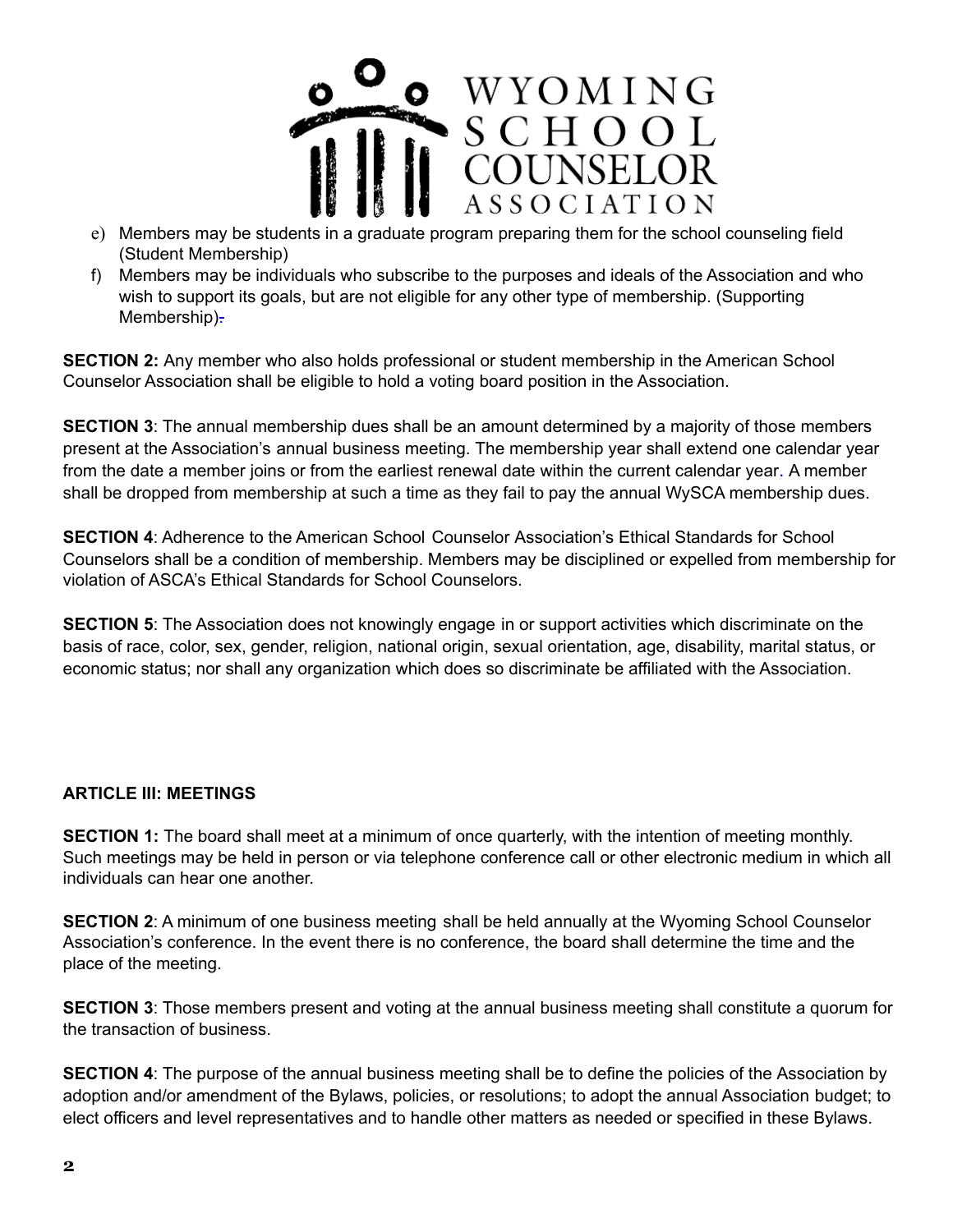e) Members may be students in a graduate program preparing them for the school counseling field (Student Membership)

f) Members may be individuals who subscribe to the purposes and ideals of the Association and who wish to support its goals, but are not eligible for any other type of membership. (Supporting Membership).

**SECTION 2:** Any member who also holds professional or student membership in the American School Counselor Association shall be eligible to hold a voting board position in the Association.

**SECTION 3**: The annual membership dues shall be an amount determined by a majority of those members present at the Association's annual business meeting. The membership year shall extend one calendar year from the date a member joins or from the earliest renewal date within the current calendar year. A member shall be dropped from membership at such a time as they fail to pay the annual WySCA membership dues.

**SECTION 4**: Adherence to the American School Counselor Association's Ethical Standards for School Counselors shall be a condition of membership. Members may be disciplined or expelled from membership for violation of ASCA's Ethical Standards for School Counselors.

**SECTION 5**: The Association does not knowingly engage in or support activities which discriminate on the basis of race, color, sex, gender, religion, national origin, sexual orientation, age, disability, marital status, or economic status; nor shall any organization which does so discriminate be affiliated with the Association.

## ARTICLE III: MEETINGS

**SECTION 1:** The board shall meet at a minimum of once quarterly, with the intention of meeting monthly. Such meetings may be held in person or via telephone conference call or other electronic medium in which all individuals can hear one another.

**SECTION 2**: A minimum of one business meeting shall be held annually at the Wyoming School Counselor Association's conference. In the event there is no conference, the board shall determine the time and the place of the meeting.

**SECTION 3**: Those members present and voting at the annual business meeting shall constitute a quorum for the transaction of business.

**SECTION 4**: The purpose of the annual business meeting shall be to define the policies of the Association by adoption and/or amendment of the Bylaws, policies, or resolutions; to adopt the annual Association budget; to elect officers and level representatives and to handle other matters as needed or specified in these Bylaws.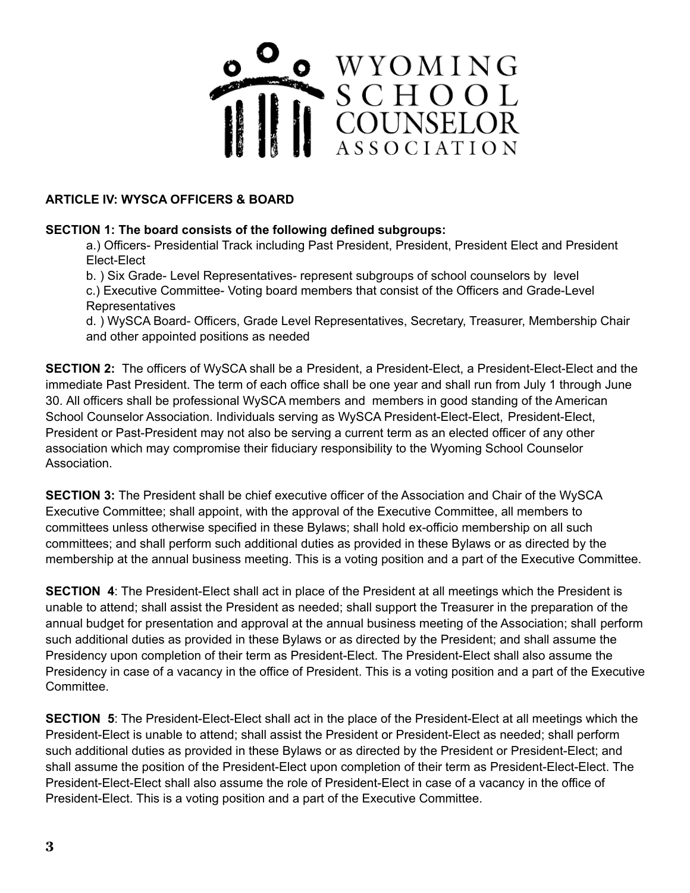**ARTICLE IV: WYSCA OFFICERS & BOARD**

**SECTION 1: The board consists of the following defined subgroups:**

a.) Officers- Presidential Track including Past President, President, President Elect and President Elect-Elect

b. ) Six Grade- Level Representatives- represent subgroups of school counselors by level

c.) Executive Committee- Voting board members that consist of the Officers and Grade-Level Representatives

d. ) WySCA Board- Officers, Grade Level Representatives, Secretary, Treasurer, Membership Chair and other appointed positions as needed

**SECTION 2:** The officers of WySCA shall be a President, a President-Elect, a President-Elect-Elect and the immediate Past President. The term of each office shall be one year and shall run from July 1 through June 30. All officers shall be professional WySCA members and members in good standing of the American School Counselor Association. Individuals serving as WySCA President-Elect-Elect, President-Elect, President or Past-President may not also be serving a current term as an elected officer of any other association which may compromise their fiduciary responsibility to the Wyoming School Counselor Association.

**SECTION 3:** The President shall be chief executive officer of the Association and Chair of the WySCA Executive Committee; shall appoint, with the approval of the Executive Committee, all members to committees unless otherwise specified in these Bylaws; shall hold ex-officio membership on all such committees; and shall perform such additional duties as provided in these Bylaws or as directed by the membership at the annual business meeting. This is a voting position and a part of the Executive Committee.

**SECTION 4**: The President-Elect shall act in place of the President at all meetings which the President is unable to attend; shall assist the President as needed; shall support the Treasurer in the preparation of the annual budget for presentation and approval at the annual business meeting of the Association; shall perform such additional duties as provided in these Bylaws or as directed by the President; and shall assume the Presidency upon completion of their term as President-Elect. The President-Elect shall also assume the Presidency in case of a vacancy in the office of President. This is a voting position and a part of the Executive Committee.

**SECTION 5**: The President-Elect-Elect shall act in the place of the President-Elect at all meetings which the President-Elect is unable to attend; shall assist the President or President-Elect as needed; shall perform such additional duties as provided in these Bylaws or as directed by the President or President-Elect; and shall assume the position of the President-Elect upon completion of their term as President-Elect-Elect. The President-Elect-Elect shall also assume the role of President-Elect in case of a vacancy in the office of President-Elect. This is a voting position and a part of the Executive Committee.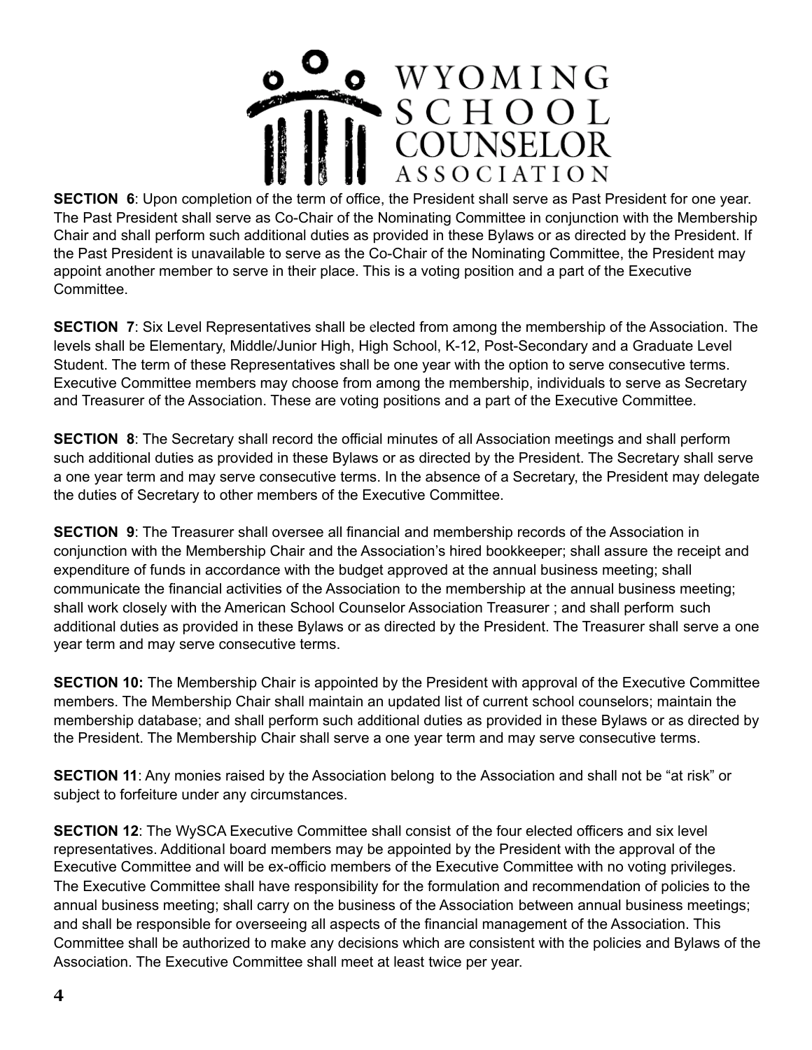**SECTION 6**: Upon completion of the term of office, the President shall serve as Past President for one year. The Past President shall serve as Co-Chair of the Nominating Committee in conjunction with the Membership Chair and shall perform such additional duties as provided in these Bylaws or as directed by the President. If the Past President is unavailable to serve as the Co-Chair of the Nominating Committee, the President may appoint another member to serve in their place. This is a voting position and a part of the Executive Committee.

**SECTION 7**: Six Level Representatives shall be elected from among the membership of the Association. The levels shall be Elementary, Middle/Junior High, High School, K-12, Post-Secondary and a Graduate Level Student. The term of these Representatives shall be one year with the option to serve consecutive terms. Executive Committee members may choose from among the membership, individuals to serve as Secretary and Treasurer of the Association. These are voting positions and a part of the Executive Committee.

**SECTION 8**: The Secretary shall record the official minutes of all Association meetings and shall perform such additional duties as provided in these Bylaws or as directed by the President. The Secretary shall serve a one year term and may serve consecutive terms. In the absence of a Secretary, the President may delegate the duties of Secretary to other members of the Executive Committee.

**SECTION 9**: The Treasurer shall oversee all financial and membership records of the Association in conjunction with the Membership Chair and the Association's hired bookkeeper; shall assure the receipt and expenditure of funds in accordance with the budget approved at the annual business meeting; shall communicate the financial activities of the Association to the membership at the annual business meeting; shall work closely with the American School Counselor Association Treasurer ; and shall perform such additional duties as provided in these Bylaws or as directed by the President. The Treasurer shall serve a one year term and may serve consecutive terms.

**SECTION 10:** The Membership Chair is appointed by the President with approval of the Executive Committee members. The Membership Chair shall maintain an updated list of current school counselors; maintain the membership database; and shall perform such additional duties as provided in these Bylaws or as directed by the President. The Membership Chair shall serve a one year term and may serve consecutive terms.

**SECTION 11**: Any monies raised by the Association belong to the Association and shall not be "at risk" or subject to forfeiture under any circumstances.

**SECTION 12**: The WySCA Executive Committee shall consist of the four elected officers and six level representatives. Additional board members may be appointed by the President with the approval of the Executive Committee and will be ex-officio members of the Executive Committee with no voting privileges. The Executive Committee shall have responsibility for the formulation and recommendation of policies to the annual business meeting; shall carry on the business of the Association between annual business meetings; and shall be responsible for overseeing all aspects of the financial management of the Association. This Committee shall be authorized to make any decisions which are consistent with the policies and Bylaws of the Association. The Executive Committee shall meet at least twice per year.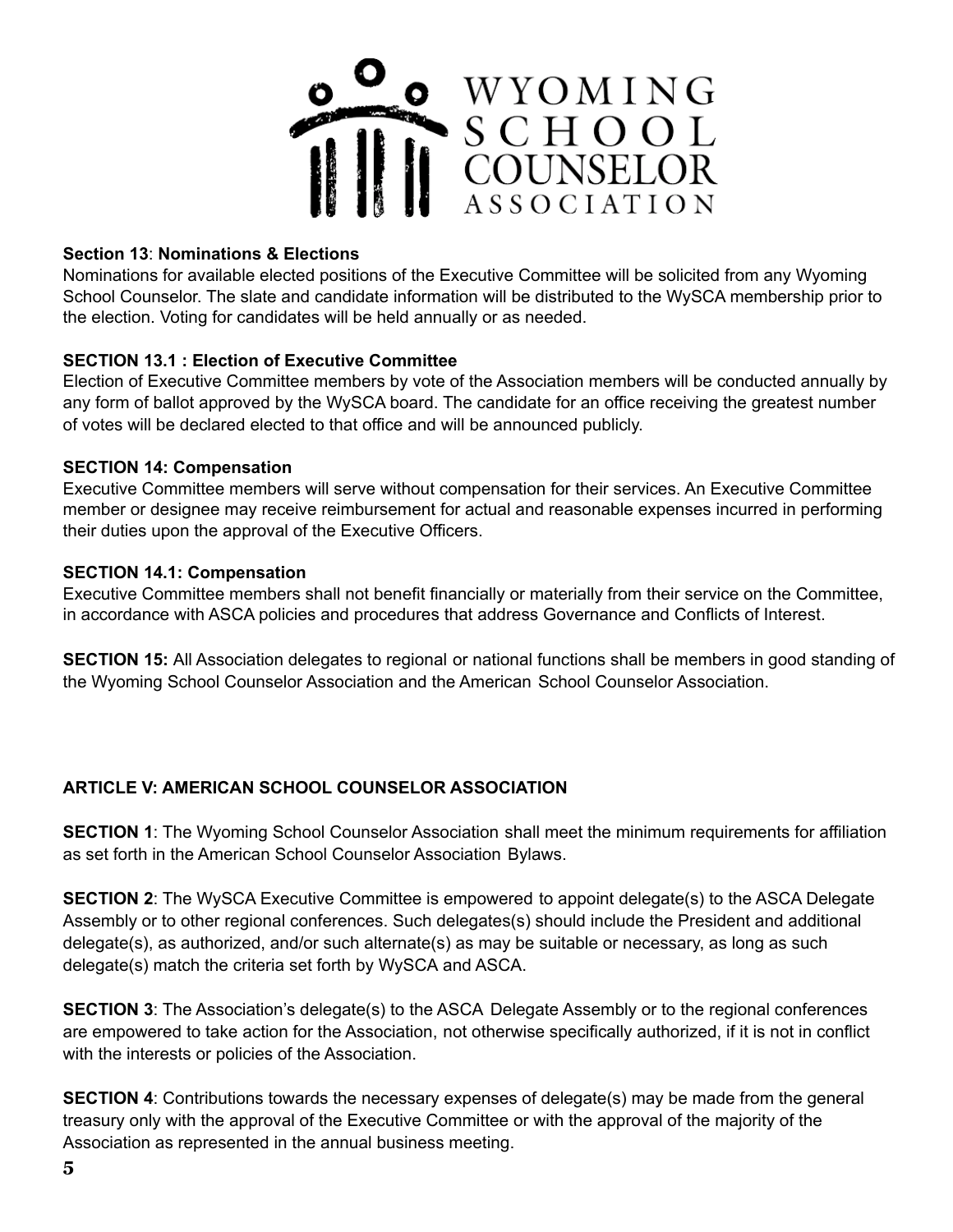**Section 13**: **Nominations & Elections**
Nominations for available elected positions of the Executive Committee will be solicited from any Wyoming School Counselor. The slate and candidate information will be distributed to the WySCA membership prior to the election. Voting for candidates will be held annually or as needed.

**SECTION 13.1 : Election of Executive Committee**
Election of Executive Committee members by vote of the Association members will be conducted annually by any form of ballot approved by the WySCA board. The candidate for an office receiving the greatest number of votes will be declared elected to that office and will be announced publicly.

**SECTION 14: Compensation**
Executive Committee members will serve without compensation for their services. An Executive Committee member or designee may receive reimbursement for actual and reasonable expenses incurred in performing their duties upon the approval of the Executive Officers.

**SECTION 14.1: Compensation**
Executive Committee members shall not benefit financially or materially from their service on the Committee, in accordance with ASCA policies and procedures that address Governance and Conflicts of Interest.

**SECTION 15:** All Association delegates to regional or national functions shall be members in good standing of the Wyoming School Counselor Association and the American School Counselor Association.

## ARTICLE V: AMERICAN SCHOOL COUNSELOR ASSOCIATION

**SECTION 1**: The Wyoming School Counselor Association shall meet the minimum requirements for affiliation as set forth in the American School Counselor Association Bylaws.

**SECTION 2**: The WySCA Executive Committee is empowered to appoint delegate(s) to the ASCA Delegate Assembly or to other regional conferences. Such delegates(s) should include the President and additional delegate(s), as authorized, and/or such alternate(s) as may be suitable or necessary, as long as such delegate(s) match the criteria set forth by WySCA and ASCA.

**SECTION 3**: The Association's delegate(s) to the ASCA Delegate Assembly or to the regional conferences are empowered to take action for the Association, not otherwise specifically authorized, if it is not in conflict with the interests or policies of the Association.

**SECTION 4**: Contributions towards the necessary expenses of delegate(s) may be made from the general treasury only with the approval of the Executive Committee or with the approval of the majority of the Association as represented in the annual business meeting.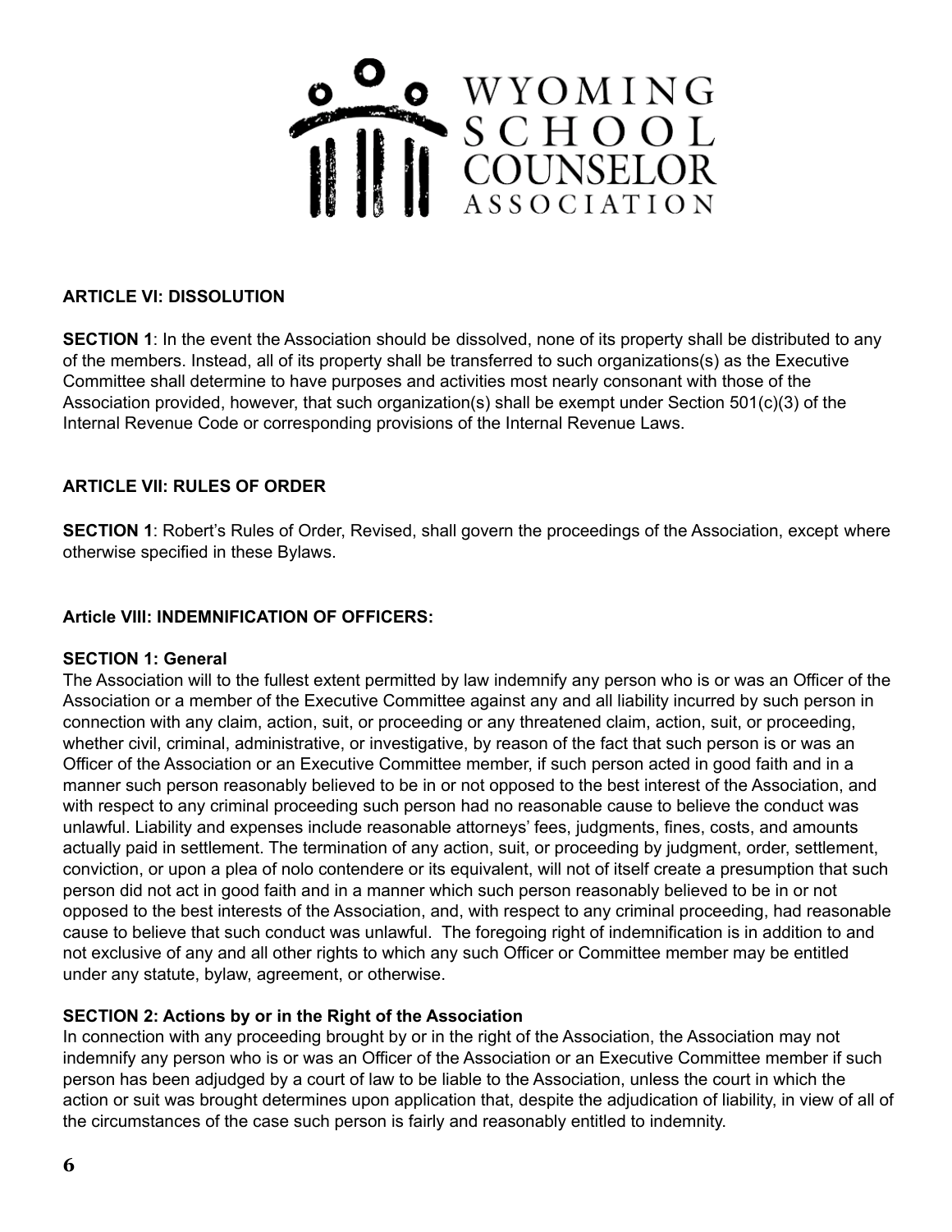**ARTICLE VI: DISSOLUTION**

**SECTION 1**: In the event the Association should be dissolved, none of its property shall be distributed to any of the members. Instead, all of its property shall be transferred to such organizations(s) as the Executive Committee shall determine to have purposes and activities most nearly consonant with those of the Association provided, however, that such organization(s) shall be exempt under Section 501(c)(3) of the Internal Revenue Code or corresponding provisions of the Internal Revenue Laws.

**ARTICLE VII: RULES OF ORDER**

**SECTION 1**: Robert's Rules of Order, Revised, shall govern the proceedings of the Association, except where otherwise specified in these Bylaws.

**Article VIII: INDEMNIFICATION OF OFFICERS:**

**SECTION 1: General**

The Association will to the fullest extent permitted by law indemnify any person who is or was an Officer of the Association or a member of the Executive Committee against any and all liability incurred by such person in connection with any claim, action, suit, or proceeding or any threatened claim, action, suit, or proceeding, whether civil, criminal, administrative, or investigative, by reason of the fact that such person is or was an Officer of the Association or an Executive Committee member, if such person acted in good faith and in a manner such person reasonably believed to be in or not opposed to the best interest of the Association, and with respect to any criminal proceeding such person had no reasonable cause to believe the conduct was unlawful. Liability and expenses include reasonable attorneys' fees, judgments, fines, costs, and amounts actually paid in settlement. The termination of any action, suit, or proceeding by judgment, order, settlement, conviction, or upon a plea of nolo contendere or its equivalent, will not of itself create a presumption that such person did not act in good faith and in a manner which such person reasonably believed to be in or not opposed to the best interests of the Association, and, with respect to any criminal proceeding, had reasonable cause to believe that such conduct was unlawful. The foregoing right of indemnification is in addition to and not exclusive of any and all other rights to which any such Officer or Committee member may be entitled under any statute, bylaw, agreement, or otherwise.

**SECTION 2: Actions by or in the Right of the Association**

In connection with any proceeding brought by or in the right of the Association, the Association may not indemnify any person who is or was an Officer of the Association or an Executive Committee member if such person has been adjudged by a court of law to be liable to the Association, unless the court in which the action or suit was brought determines upon application that, despite the adjudication of liability, in view of all of the circumstances of the case such person is fairly and reasonably entitled to indemnity.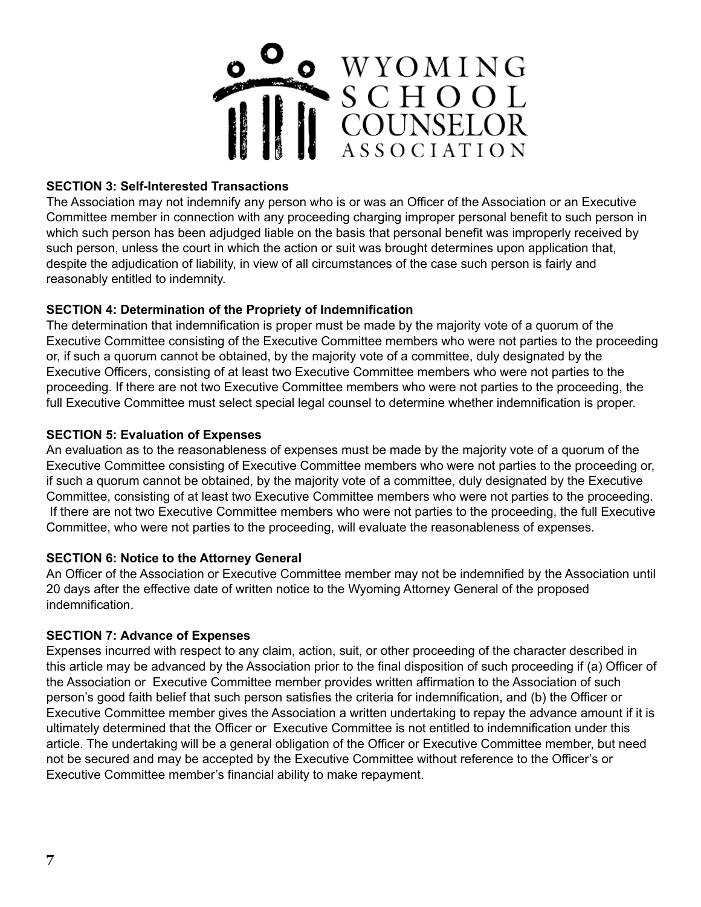### SECTION 3: Self-Interested Transactions

The Association may not indemnify any person who is or was an Officer of the Association or an Executive Committee member in connection with any proceeding charging improper personal benefit to such person in which such person has been adjudged liable on the basis that personal benefit was improperly received by such person, unless the court in which the action or suit was brought determines upon application that, despite the adjudication of liability, in view of all circumstances of the case such person is fairly and reasonably entitled to indemnity.

### SECTION 4: Determination of the Propriety of Indemnification

The determination that indemnification is proper must be made by the majority vote of a quorum of the Executive Committee consisting of the Executive Committee members who were not parties to the proceeding or, if such a quorum cannot be obtained, by the majority vote of a committee, duly designated by the Executive Officers, consisting of at least two Executive Committee members who were not parties to the proceeding. If there are not two Executive Committee members who were not parties to the proceeding, the full Executive Committee must select special legal counsel to determine whether indemnification is proper.

### SECTION 5: Evaluation of Expenses

An evaluation as to the reasonableness of expenses must be made by the majority vote of a quorum of the Executive Committee consisting of Executive Committee members who were not parties to the proceeding or, if such a quorum cannot be obtained, by the majority vote of a committee, duly designated by the Executive Committee, consisting of at least two Executive Committee members who were not parties to the proceeding. If there are not two Executive Committee members who were not parties to the proceeding, the full Executive Committee, who were not parties to the proceeding, will evaluate the reasonableness of expenses.

### SECTION 6: Notice to the Attorney General

An Officer of the Association or Executive Committee member may not be indemnified by the Association until 20 days after the effective date of written notice to the Wyoming Attorney General of the proposed indemnification.

### SECTION 7: Advance of Expenses

Expenses incurred with respect to any claim, action, suit, or other proceeding of the character described in this article may be advanced by the Association prior to the final disposition of such proceeding if (a) Officer of the Association or Executive Committee member provides written affirmation to the Association of such person's good faith belief that such person satisfies the criteria for indemnification, and (b) the Officer or Executive Committee member gives the Association a written undertaking to repay the advance amount if it is ultimately determined that the Officer or Executive Committee is not entitled to indemnification under this article. The undertaking will be a general obligation of the Officer or Executive Committee member, but need not be secured and may be accepted by the Executive Committee without reference to the Officer's or Executive Committee member's financial ability to make repayment.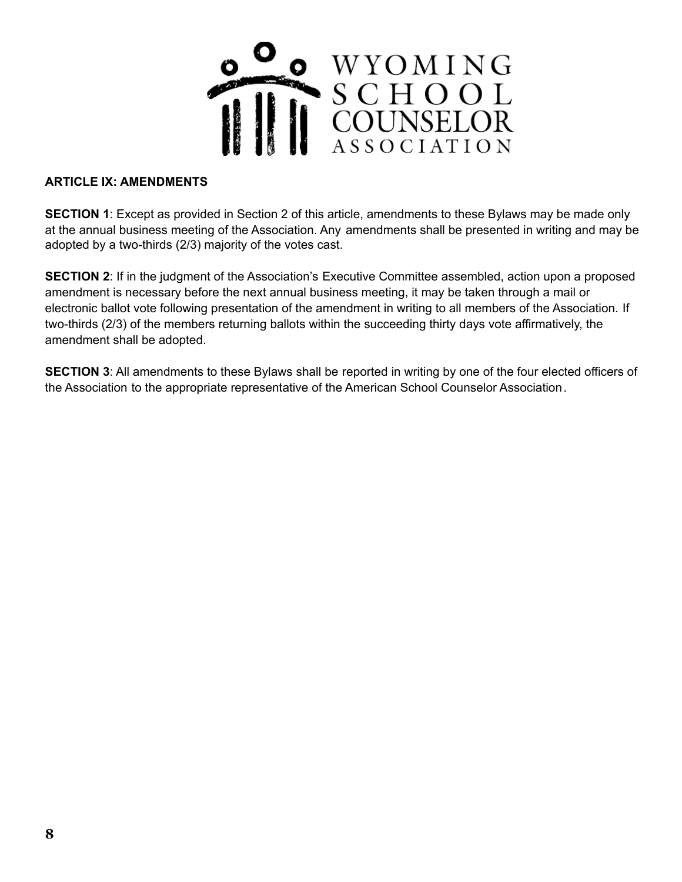## ARTICLE IX: AMENDMENTS

**SECTION 1**: Except as provided in Section 2 of this article, amendments to these Bylaws may be made only at the annual business meeting of the Association. Any amendments shall be presented in writing and may be adopted by a two-thirds (2/3) majority of the votes cast.

**SECTION 2**: If in the judgment of the Association's Executive Committee assembled, action upon a proposed amendment is necessary before the next annual business meeting, it may be taken through a mail or electronic ballot vote following presentation of the amendment in writing to all members of the Association. If two-thirds (2/3) of the members returning ballots within the succeeding thirty days vote affirmatively, the amendment shall be adopted.

**SECTION 3**: All amendments to these Bylaws shall be reported in writing by one of the four elected officers of the Association to the appropriate representative of the American School Counselor Association.